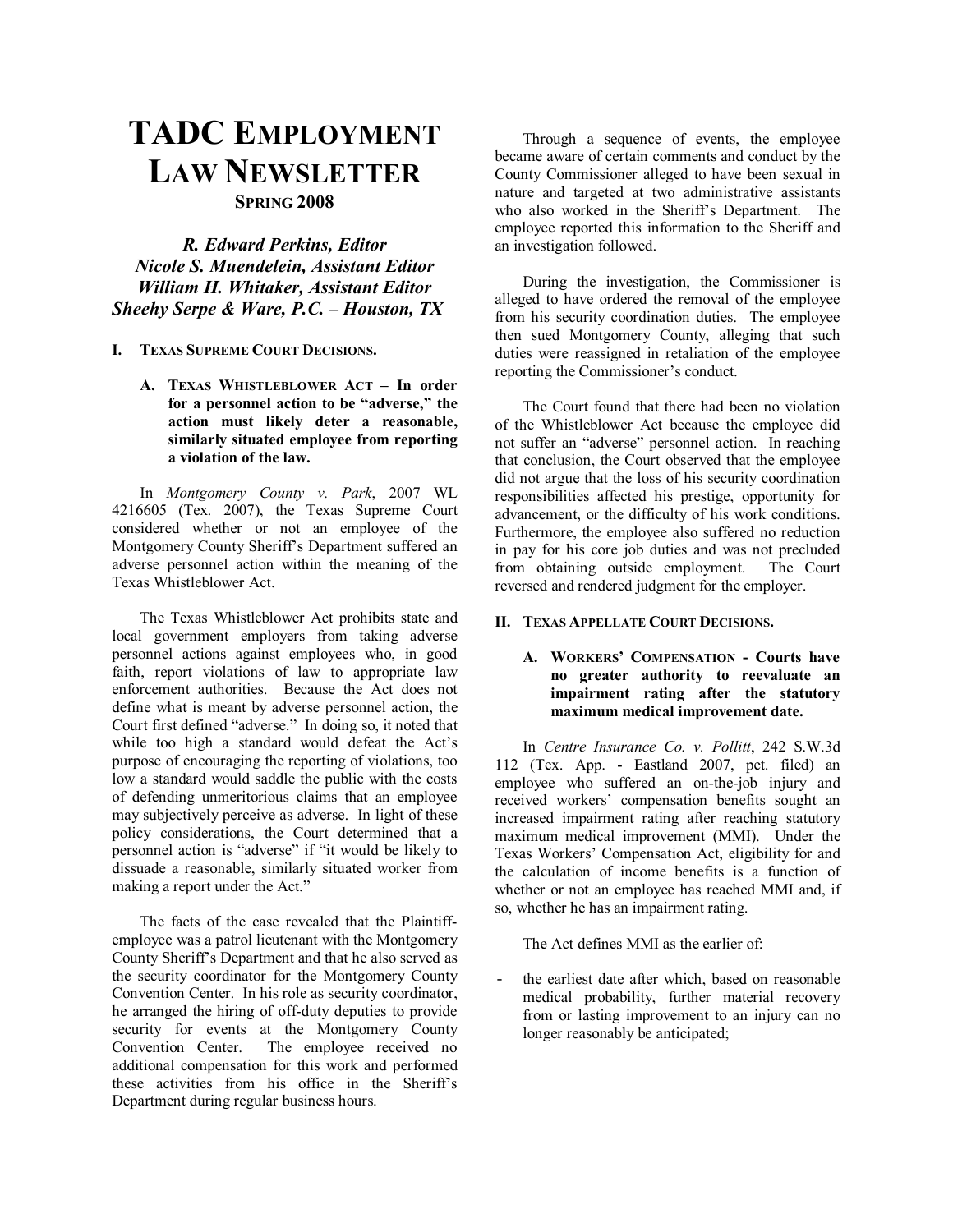# TADC Employment Law Newsletter

**Spring 2008**

***R. Edward Perkins, Editor***
***Nicole S. Muendelein, Assistant Editor***
***William H. Whitaker, Assistant Editor***
***Sheehy Serpe & Ware, P.C. – Houston, TX***

## I. Texas Supreme Court Decisions.

### A. Texas Whistleblower Act – In order for a personnel action to be "adverse," the action must likely deter a reasonable, similarly situated employee from reporting a violation of the law.

In *Montgomery County v. Park*, 2007 WL 4216605 (Tex. 2007), the Texas Supreme Court considered whether or not an employee of the Montgomery County Sheriff's Department suffered an adverse personnel action within the meaning of the Texas Whistleblower Act.

The Texas Whistleblower Act prohibits state and local government employers from taking adverse personnel actions against employees who, in good faith, report violations of law to appropriate law enforcement authorities. Because the Act does not define what is meant by adverse personnel action, the Court first defined "adverse." In doing so, it noted that while too high a standard would defeat the Act's purpose of encouraging the reporting of violations, too low a standard would saddle the public with the costs of defending unmeritorious claims that an employee may subjectively perceive as adverse. In light of these policy considerations, the Court determined that a personnel action is "adverse" if "it would be likely to dissuade a reasonable, similarly situated worker from making a report under the Act."

The facts of the case revealed that the Plaintiff-employee was a patrol lieutenant with the Montgomery County Sheriff's Department and that he also served as the security coordinator for the Montgomery County Convention Center. In his role as security coordinator, he arranged the hiring of off-duty deputies to provide security for events at the Montgomery County Convention Center. The employee received no additional compensation for this work and performed these activities from his office in the Sheriff's Department during regular business hours.

Through a sequence of events, the employee became aware of certain comments and conduct by the County Commissioner alleged to have been sexual in nature and targeted at two administrative assistants who also worked in the Sheriff's Department. The employee reported this information to the Sheriff and an investigation followed.

During the investigation, the Commissioner is alleged to have ordered the removal of the employee from his security coordination duties. The employee then sued Montgomery County, alleging that such duties were reassigned in retaliation of the employee reporting the Commissioner's conduct.

The Court found that there had been no violation of the Whistleblower Act because the employee did not suffer an "adverse" personnel action. In reaching that conclusion, the Court observed that the employee did not argue that the loss of his security coordination responsibilities affected his prestige, opportunity for advancement, or the difficulty of his work conditions. Furthermore, the employee also suffered no reduction in pay for his core job duties and was not precluded from obtaining outside employment. The Court reversed and rendered judgment for the employer.

## II. Texas Appellate Court Decisions.

### A. Workers' Compensation - Courts have no greater authority to reevaluate an impairment rating after the statutory maximum medical improvement date.

In *Centre Insurance Co. v. Pollitt*, 242 S.W.3d 112 (Tex. App. - Eastland 2007, pet. filed) an employee who suffered an on-the-job injury and received workers' compensation benefits sought an increased impairment rating after reaching statutory maximum medical improvement (MMI). Under the Texas Workers' Compensation Act, eligibility for and the calculation of income benefits is a function of whether or not an employee has reached MMI and, if so, whether he has an impairment rating.

The Act defines MMI as the earlier of:

- the earliest date after which, based on reasonable medical probability, further material recovery from or lasting improvement to an injury can no longer reasonably be anticipated;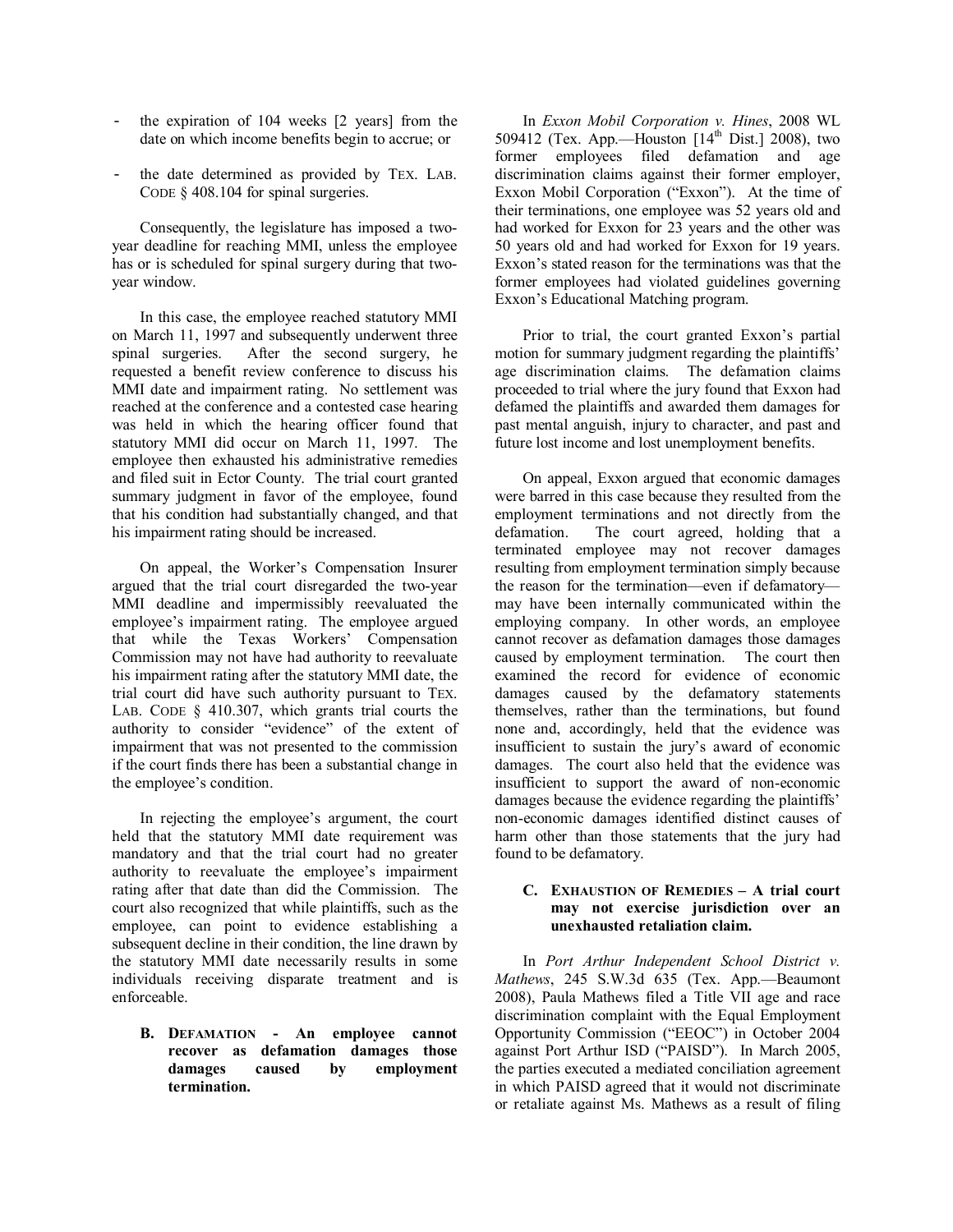- the expiration of 104 weeks [2 years] from the date on which income benefits begin to accrue; or

- the date determined as provided by TEX. LAB. CODE § 408.104 for spinal surgeries.

Consequently, the legislature has imposed a two-year deadline for reaching MMI, unless the employee has or is scheduled for spinal surgery during that two-year window.

In this case, the employee reached statutory MMI on March 11, 1997 and subsequently underwent three spinal surgeries. After the second surgery, he requested a benefit review conference to discuss his MMI date and impairment rating. No settlement was reached at the conference and a contested case hearing was held in which the hearing officer found that statutory MMI did occur on March 11, 1997. The employee then exhausted his administrative remedies and filed suit in Ector County. The trial court granted summary judgment in favor of the employee, found that his condition had substantially changed, and that his impairment rating should be increased.

On appeal, the Worker's Compensation Insurer argued that the trial court disregarded the two-year MMI deadline and impermissibly reevaluated the employee's impairment rating. The employee argued that while the Texas Workers' Compensation Commission may not have had authority to reevaluate his impairment rating after the statutory MMI date, the trial court did have such authority pursuant to TEX. LAB. CODE § 410.307, which grants trial courts the authority to consider "evidence" of the extent of impairment that was not presented to the commission if the court finds there has been a substantial change in the employee's condition.

In rejecting the employee's argument, the court held that the statutory MMI date requirement was mandatory and that the trial court had no greater authority to reevaluate the employee's impairment rating after that date than did the Commission. The court also recognized that while plaintiffs, such as the employee, can point to evidence establishing a subsequent decline in their condition, the line drawn by the statutory MMI date necessarily results in some individuals receiving disparate treatment and is enforceable.

### B. DEFAMATION - An employee cannot recover as defamation damages those damages caused by employment termination.

In *Exxon Mobil Corporation v. Hines*, 2008 WL 509412 (Tex. App.—Houston [14th Dist.] 2008), two former employees filed defamation and age discrimination claims against their former employer, Exxon Mobil Corporation ("Exxon"). At the time of their terminations, one employee was 52 years old and had worked for Exxon for 23 years and the other was 50 years old and had worked for Exxon for 19 years. Exxon's stated reason for the terminations was that the former employees had violated guidelines governing Exxon's Educational Matching program.

Prior to trial, the court granted Exxon's partial motion for summary judgment regarding the plaintiffs' age discrimination claims. The defamation claims proceeded to trial where the jury found that Exxon had defamed the plaintiffs and awarded them damages for past mental anguish, injury to character, and past and future lost income and lost unemployment benefits.

On appeal, Exxon argued that economic damages were barred in this case because they resulted from the employment terminations and not directly from the defamation. The court agreed, holding that a terminated employee may not recover damages resulting from employment termination simply because the reason for the termination—even if defamatory—may have been internally communicated within the employing company. In other words, an employee cannot recover as defamation damages those damages caused by employment termination. The court then examined the record for evidence of economic damages caused by the defamatory statements themselves, rather than the terminations, but found none and, accordingly, held that the evidence was insufficient to sustain the jury's award of economic damages. The court also held that the evidence was insufficient to support the award of non-economic damages because the evidence regarding the plaintiffs' non-economic damages identified distinct causes of harm other than those statements that the jury had found to be defamatory.

### C. EXHAUSTION OF REMEDIES – A trial court may not exercise jurisdiction over an unexhausted retaliation claim.

In *Port Arthur Independent School District v. Mathews*, 245 S.W.3d 635 (Tex. App.—Beaumont 2008), Paula Mathews filed a Title VII age and race discrimination complaint with the Equal Employment Opportunity Commission ("EEOC") in October 2004 against Port Arthur ISD ("PAISD"). In March 2005, the parties executed a mediated conciliation agreement in which PAISD agreed that it would not discriminate or retaliate against Ms. Mathews as a result of filing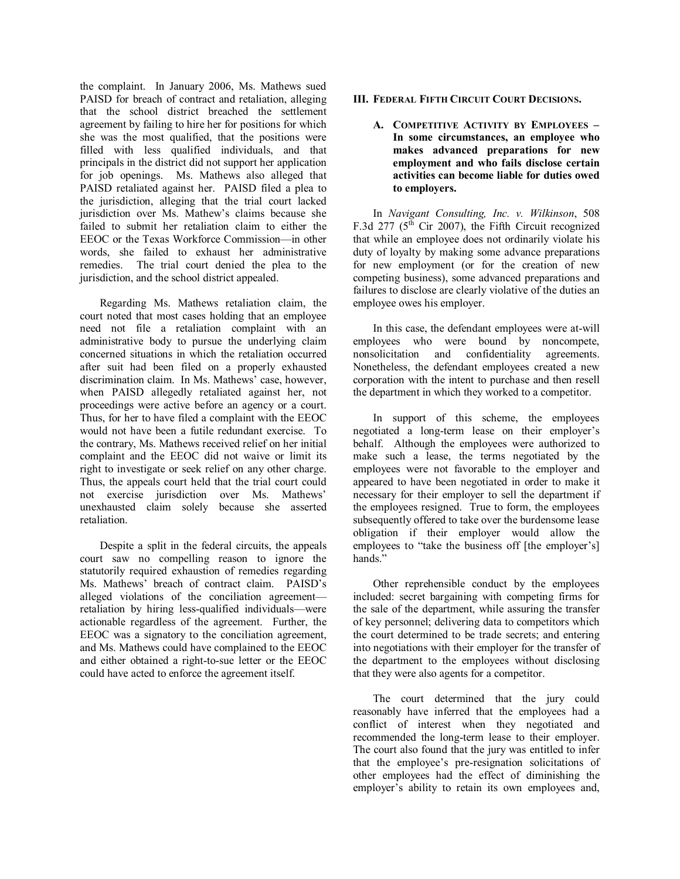the complaint. In January 2006, Ms. Mathews sued PAISD for breach of contract and retaliation, alleging that the school district breached the settlement agreement by failing to hire her for positions for which she was the most qualified, that the positions were filled with less qualified individuals, and that principals in the district did not support her application for job openings. Ms. Mathews also alleged that PAISD retaliated against her. PAISD filed a plea to the jurisdiction, alleging that the trial court lacked jurisdiction over Ms. Mathew's claims because she failed to submit her retaliation claim to either the EEOC or the Texas Workforce Commission—in other words, she failed to exhaust her administrative remedies. The trial court denied the plea to the jurisdiction, and the school district appealed.

Regarding Ms. Mathews retaliation claim, the court noted that most cases holding that an employee need not file a retaliation complaint with an administrative body to pursue the underlying claim concerned situations in which the retaliation occurred after suit had been filed on a properly exhausted discrimination claim. In Ms. Mathews' case, however, when PAISD allegedly retaliated against her, not proceedings were active before an agency or a court. Thus, for her to have filed a complaint with the EEOC would not have been a futile redundant exercise. To the contrary, Ms. Mathews received relief on her initial complaint and the EEOC did not waive or limit its right to investigate or seek relief on any other charge. Thus, the appeals court held that the trial court could not exercise jurisdiction over Ms. Mathews' unexhausted claim solely because she asserted retaliation.

Despite a split in the federal circuits, the appeals court saw no compelling reason to ignore the statutorily required exhaustion of remedies regarding Ms. Mathews' breach of contract claim. PAISD's alleged violations of the conciliation agreement—retaliation by hiring less-qualified individuals—were actionable regardless of the agreement. Further, the EEOC was a signatory to the conciliation agreement, and Ms. Mathews could have complained to the EEOC and either obtained a right-to-sue letter or the EEOC could have acted to enforce the agreement itself.

## III. FEDERAL FIFTH CIRCUIT COURT DECISIONS.

### A. COMPETITIVE ACTIVITY BY EMPLOYEES – In some circumstances, an employee who makes advanced preparations for new employment and who fails disclose certain activities can become liable for duties owed to employers.

In *Navigant Consulting, Inc. v. Wilkinson*, 508 F.3d 277 (5th Cir 2007), the Fifth Circuit recognized that while an employee does not ordinarily violate his duty of loyalty by making some advance preparations for new employment (or for the creation of new competing business), some advanced preparations and failures to disclose are clearly violative of the duties an employee owes his employer.

In this case, the defendant employees were at-will employees who were bound by noncompete, nonsolicitation and confidentiality agreements. Nonetheless, the defendant employees created a new corporation with the intent to purchase and then resell the department in which they worked to a competitor.

In support of this scheme, the employees negotiated a long-term lease on their employer's behalf. Although the employees were authorized to make such a lease, the terms negotiated by the employees were not favorable to the employer and appeared to have been negotiated in order to make it necessary for their employer to sell the department if the employees resigned. True to form, the employees subsequently offered to take over the burdensome lease obligation if their employer would allow the employees to "take the business off [the employer's] hands."

Other reprehensible conduct by the employees included: secret bargaining with competing firms for the sale of the department, while assuring the transfer of key personnel; delivering data to competitors which the court determined to be trade secrets; and entering into negotiations with their employer for the transfer of the department to the employees without disclosing that they were also agents for a competitor.

The court determined that the jury could reasonably have inferred that the employees had a conflict of interest when they negotiated and recommended the long-term lease to their employer. The court also found that the jury was entitled to infer that the employee's pre-resignation solicitations of other employees had the effect of diminishing the employer's ability to retain its own employees and,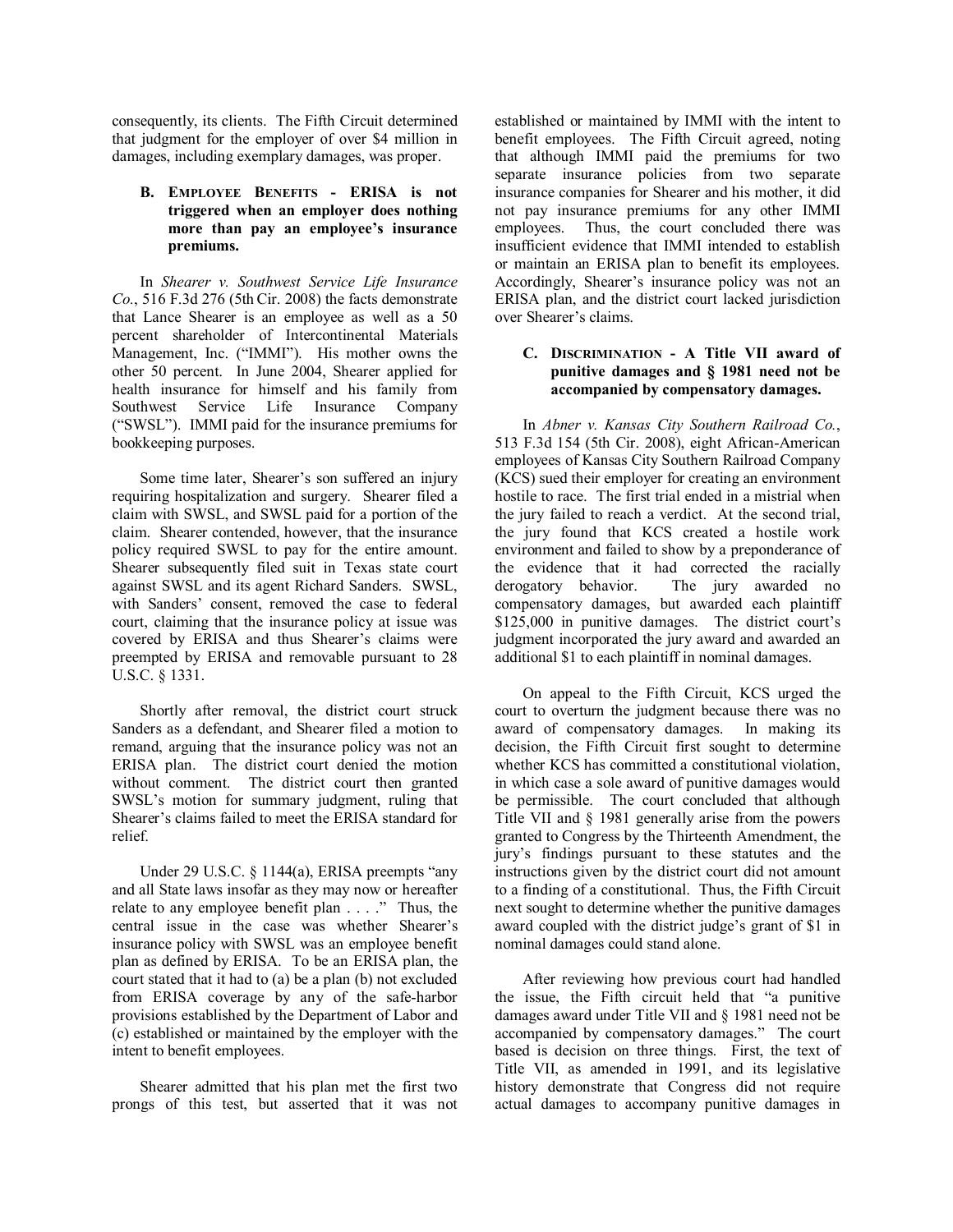consequently, its clients. The Fifth Circuit determined that judgment for the employer of over $4 million in damages, including exemplary damages, was proper.

### B. Employee Benefits - ERISA is not triggered when an employer does nothing more than pay an employee's insurance premiums.

In *Shearer v. Southwest Service Life Insurance Co.*, 516 F.3d 276 (5th Cir. 2008) the facts demonstrate that Lance Shearer is an employee as well as a 50 percent shareholder of Intercontinental Materials Management, Inc. ("IMMI"). His mother owns the other 50 percent. In June 2004, Shearer applied for health insurance for himself and his family from Southwest Service Life Insurance Company ("SWSL"). IMMI paid for the insurance premiums for bookkeeping purposes.

Some time later, Shearer's son suffered an injury requiring hospitalization and surgery. Shearer filed a claim with SWSL, and SWSL paid for a portion of the claim. Shearer contended, however, that the insurance policy required SWSL to pay for the entire amount. Shearer subsequently filed suit in Texas state court against SWSL and its agent Richard Sanders. SWSL, with Sanders' consent, removed the case to federal court, claiming that the insurance policy at issue was covered by ERISA and thus Shearer's claims were preempted by ERISA and removable pursuant to 28 U.S.C. § 1331.

Shortly after removal, the district court struck Sanders as a defendant, and Shearer filed a motion to remand, arguing that the insurance policy was not an ERISA plan. The district court denied the motion without comment. The district court then granted SWSL's motion for summary judgment, ruling that Shearer's claims failed to meet the ERISA standard for relief.

Under 29 U.S.C. § 1144(a), ERISA preempts "any and all State laws insofar as they may now or hereafter relate to any employee benefit plan . . . ." Thus, the central issue in the case was whether Shearer's insurance policy with SWSL was an employee benefit plan as defined by ERISA. To be an ERISA plan, the court stated that it had to (a) be a plan (b) not excluded from ERISA coverage by any of the safe-harbor provisions established by the Department of Labor and (c) established or maintained by the employer with the intent to benefit employees.

Shearer admitted that his plan met the first two prongs of this test, but asserted that it was not established or maintained by IMMI with the intent to benefit employees. The Fifth Circuit agreed, noting that although IMMI paid the premiums for two separate insurance policies from two separate insurance companies for Shearer and his mother, it did not pay insurance premiums for any other IMMI employees. Thus, the court concluded there was insufficient evidence that IMMI intended to establish or maintain an ERISA plan to benefit its employees. Accordingly, Shearer's insurance policy was not an ERISA plan, and the district court lacked jurisdiction over Shearer's claims.

### C. Discrimination - A Title VII award of punitive damages and § 1981 need not be accompanied by compensatory damages.

In *Abner v. Kansas City Southern Railroad Co.*, 513 F.3d 154 (5th Cir. 2008), eight African-American employees of Kansas City Southern Railroad Company (KCS) sued their employer for creating an environment hostile to race. The first trial ended in a mistrial when the jury failed to reach a verdict. At the second trial, the jury found that KCS created a hostile work environment and failed to show by a preponderance of the evidence that it had corrected the racially derogatory behavior. The jury awarded no compensatory damages, but awarded each plaintiff $125,000 in punitive damages. The district court's judgment incorporated the jury award and awarded an additional $1 to each plaintiff in nominal damages.

On appeal to the Fifth Circuit, KCS urged the court to overturn the judgment because there was no award of compensatory damages. In making its decision, the Fifth Circuit first sought to determine whether KCS has committed a constitutional violation, in which case a sole award of punitive damages would be permissible. The court concluded that although Title VII and § 1981 generally arise from the powers granted to Congress by the Thirteenth Amendment, the jury's findings pursuant to these statutes and the instructions given by the district court did not amount to a finding of a constitutional. Thus, the Fifth Circuit next sought to determine whether the punitive damages award coupled with the district judge's grant of $1 in nominal damages could stand alone.

After reviewing how previous court had handled the issue, the Fifth circuit held that "a punitive damages award under Title VII and § 1981 need not be accompanied by compensatory damages." The court based is decision on three things. First, the text of Title VII, as amended in 1991, and its legislative history demonstrate that Congress did not require actual damages to accompany punitive damages in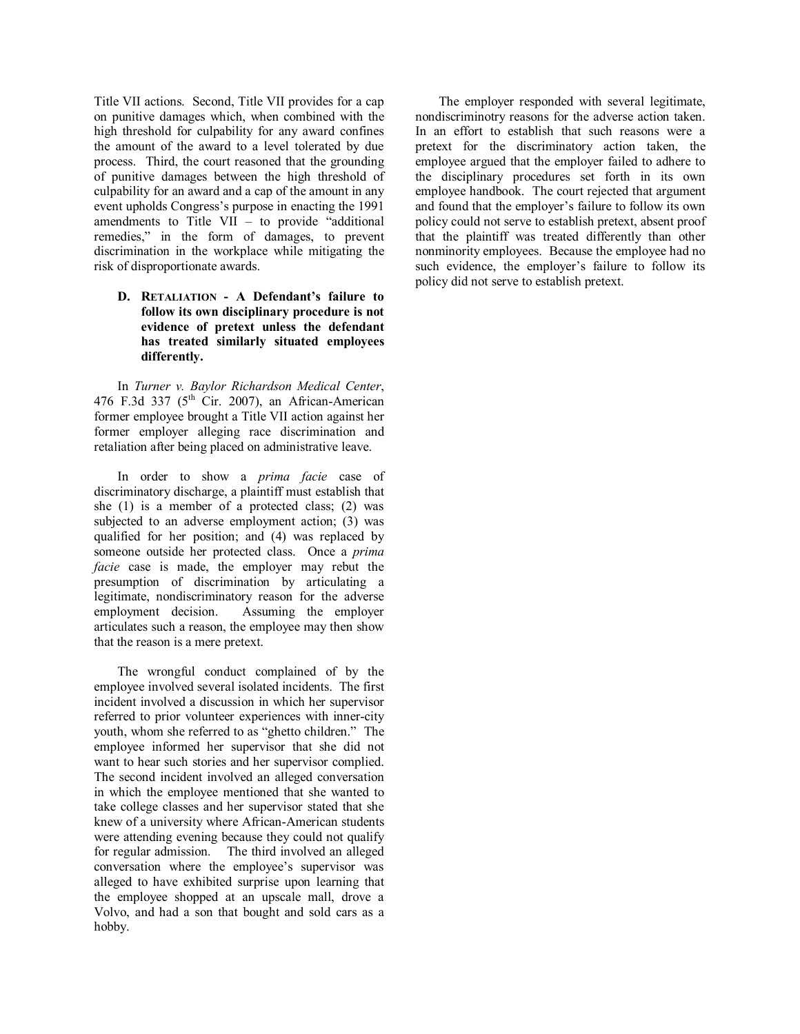Title VII actions. Second, Title VII provides for a cap on punitive damages which, when combined with the high threshold for culpability for any award confines the amount of the award to a level tolerated by due process. Third, the court reasoned that the grounding of punitive damages between the high threshold of culpability for an award and a cap of the amount in any event upholds Congress's purpose in enacting the 1991 amendments to Title VII – to provide "additional remedies," in the form of damages, to prevent discrimination in the workplace while mitigating the risk of disproportionate awards.

### D. RETALIATION - A Defendant's failure to follow its own disciplinary procedure is not evidence of pretext unless the defendant has treated similarly situated employees differently.

In *Turner v. Baylor Richardson Medical Center*, 476 F.3d 337 (5th Cir. 2007), an African-American former employee brought a Title VII action against her former employer alleging race discrimination and retaliation after being placed on administrative leave.

In order to show a *prima facie* case of discriminatory discharge, a plaintiff must establish that she (1) is a member of a protected class; (2) was subjected to an adverse employment action; (3) was qualified for her position; and (4) was replaced by someone outside her protected class. Once a *prima facie* case is made, the employer may rebut the presumption of discrimination by articulating a legitimate, nondiscriminatory reason for the adverse employment decision. Assuming the employer articulates such a reason, the employee may then show that the reason is a mere pretext.

The wrongful conduct complained of by the employee involved several isolated incidents. The first incident involved a discussion in which her supervisor referred to prior volunteer experiences with inner-city youth, whom she referred to as "ghetto children." The employee informed her supervisor that she did not want to hear such stories and her supervisor complied. The second incident involved an alleged conversation in which the employee mentioned that she wanted to take college classes and her supervisor stated that she knew of a university where African-American students were attending evening because they could not qualify for regular admission. The third involved an alleged conversation where the employee's supervisor was alleged to have exhibited surprise upon learning that the employee shopped at an upscale mall, drove a Volvo, and had a son that bought and sold cars as a hobby.

The employer responded with several legitimate, nondiscriminotry reasons for the adverse action taken. In an effort to establish that such reasons were a pretext for the discriminatory action taken, the employee argued that the employer failed to adhere to the disciplinary procedures set forth in its own employee handbook. The court rejected that argument and found that the employer's failure to follow its own policy could not serve to establish pretext, absent proof that the plaintiff was treated differently than other nonminority employees. Because the employee had no such evidence, the employer's failure to follow its policy did not serve to establish pretext.